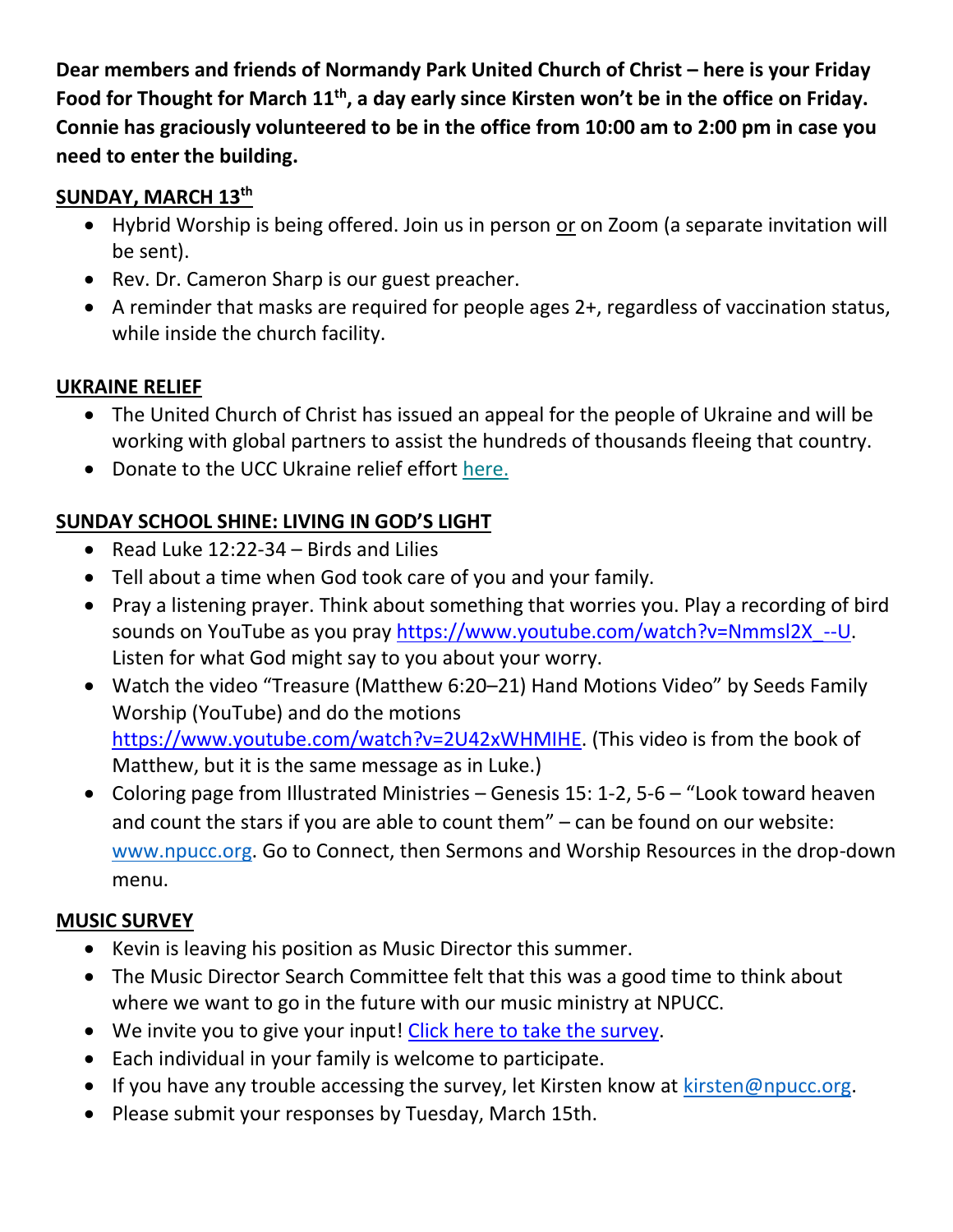**Dear members and friends of Normandy Park United Church of Christ – here is your Friday Food for Thought for March 11th, a day early since Kirsten won't be in the office on Friday. Connie has graciously volunteered to be in the office from 10:00 am to 2:00 pm in case you need to enter the building.**

## SUNDAY, MARCH 13th

- Hybrid Worship is being offered. Join us in person or on Zoom (a separate invitation will be sent).
- Rev. Dr. Cameron Sharp is our guest preacher.
- A reminder that masks are required for people ages 2+, regardless of vaccination status, while inside the church facility.

## UKRAINE RELIEF

- The United Church of Christ has issued an appeal for the people of Ukraine and will be working with global partners to assist the hundreds of thousands fleeing that country.
- Donate to the UCC Ukraine relief effort here.

## SUNDAY SCHOOL SHINE: LIVING IN GOD'S LIGHT

- Read Luke 12:22-34 – Birds and Lilies
- Tell about a time when God took care of you and your family.
- Pray a listening prayer. Think about something that worries you. Play a recording of bird sounds on YouTube as you pray https://www.youtube.com/watch?v=Nmmsl2X_--U. Listen for what God might say to you about your worry.
- Watch the video "Treasure (Matthew 6:20–21) Hand Motions Video" by Seeds Family Worship (YouTube) and do the motions https://www.youtube.com/watch?v=2U42xWHMIHE. (This video is from the book of Matthew, but it is the same message as in Luke.)
- Coloring page from Illustrated Ministries – Genesis 15: 1-2, 5-6 – "Look toward heaven and count the stars if you are able to count them" – can be found on our website: www.npucc.org. Go to Connect, then Sermons and Worship Resources in the drop-down menu.

## MUSIC SURVEY

- Kevin is leaving his position as Music Director this summer.
- The Music Director Search Committee felt that this was a good time to think about where we want to go in the future with our music ministry at NPUCC.
- We invite you to give your input! Click here to take the survey.
- Each individual in your family is welcome to participate.
- If you have any trouble accessing the survey, let Kirsten know at kirsten@npucc.org.
- Please submit your responses by Tuesday, March 15th.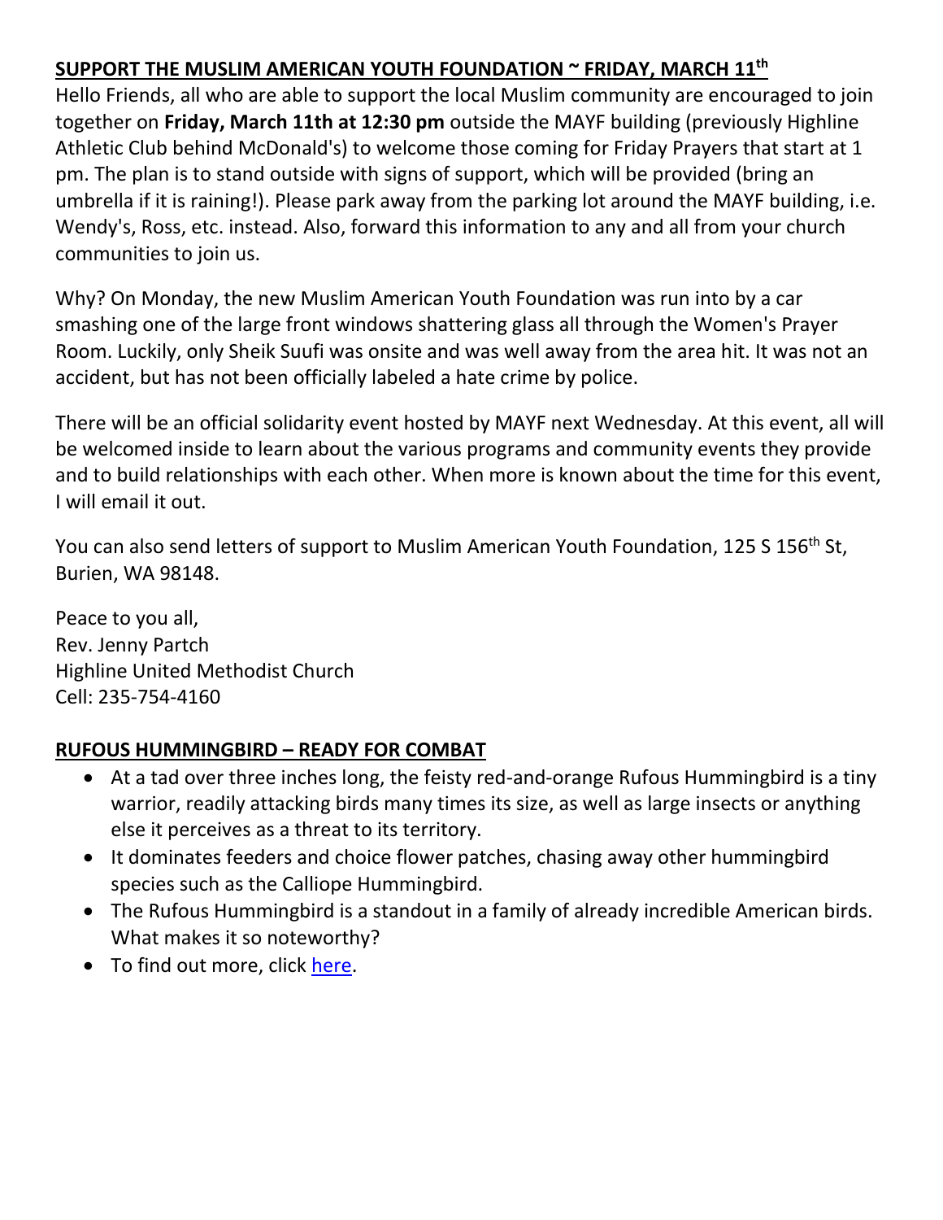## SUPPORT THE MUSLIM AMERICAN YOUTH FOUNDATION ~ FRIDAY, MARCH 11th

Hello Friends, all who are able to support the local Muslim community are encouraged to join together on **Friday, March 11th at 12:30 pm** outside the MAYF building (previously Highline Athletic Club behind McDonald's) to welcome those coming for Friday Prayers that start at 1 pm. The plan is to stand outside with signs of support, which will be provided (bring an umbrella if it is raining!). Please park away from the parking lot around the MAYF building, i.e. Wendy's, Ross, etc. instead. Also, forward this information to any and all from your church communities to join us.

Why? On Monday, the new Muslim American Youth Foundation was run into by a car smashing one of the large front windows shattering glass all through the Women's Prayer Room. Luckily, only Sheik Suufi was onsite and was well away from the area hit. It was not an accident, but has not been officially labeled a hate crime by police.

There will be an official solidarity event hosted by MAYF next Wednesday. At this event, all will be welcomed inside to learn about the various programs and community events they provide and to build relationships with each other. When more is known about the time for this event, I will email it out.

You can also send letters of support to Muslim American Youth Foundation, 125 S 156th St, Burien, WA 98148.

Peace to you all,
Rev. Jenny Partch
Highline United Methodist Church
Cell: 235-754-4160

## RUFOUS HUMMINGBIRD – READY FOR COMBAT

- At a tad over three inches long, the feisty red-and-orange Rufous Hummingbird is a tiny warrior, readily attacking birds many times its size, as well as large insects or anything else it perceives as a threat to its territory.
- It dominates feeders and choice flower patches, chasing away other hummingbird species such as the Calliope Hummingbird.
- The Rufous Hummingbird is a standout in a family of already incredible American birds. What makes it so noteworthy?
- To find out more, click here.